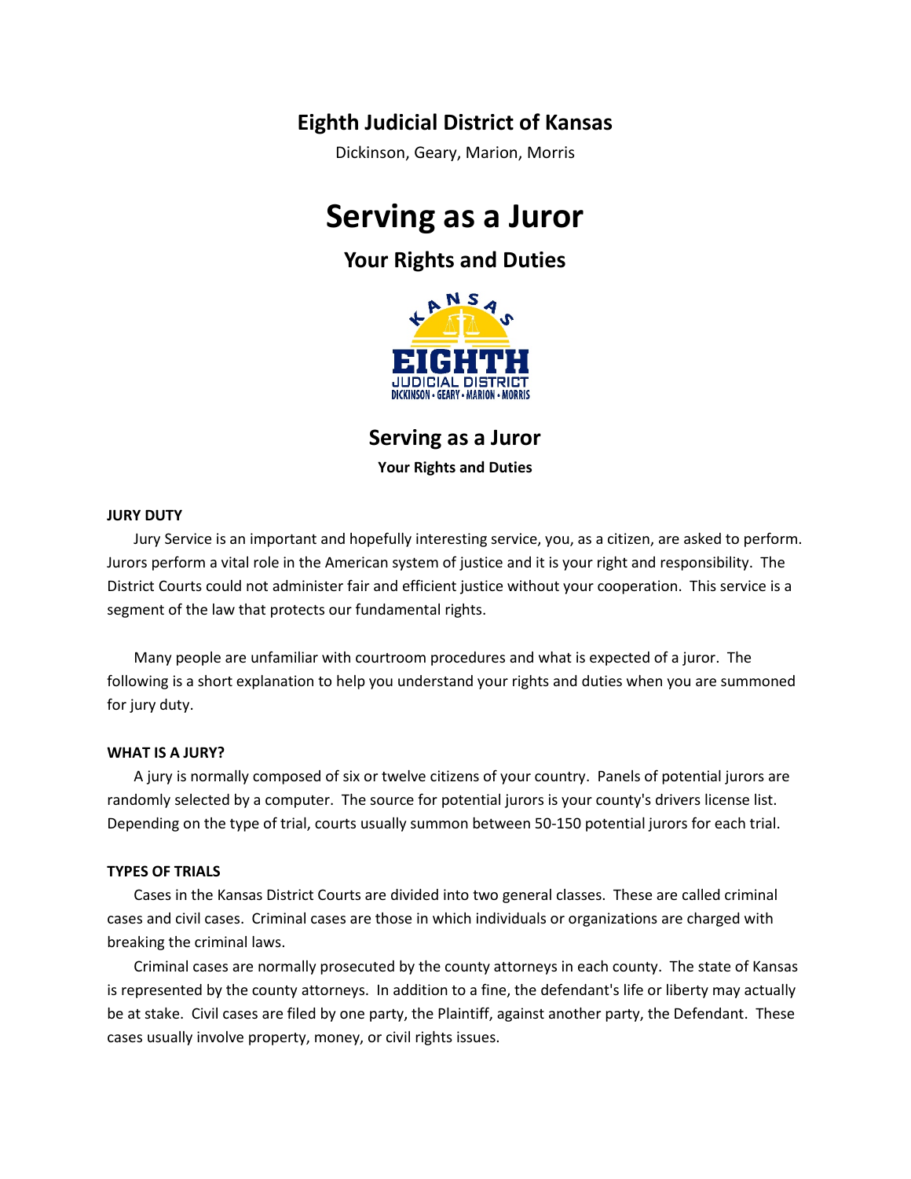## Eighth Judicial District of Kansas

Dickinson, Geary, Marion, Morris

# Serving as a Juror

## Your Rights and Duties

## Serving as a Juror

**Your Rights and Duties**

**JURY DUTY**

Jury Service is an important and hopefully interesting service, you, as a citizen, are asked to perform. Jurors perform a vital role in the American system of justice and it is your right and responsibility. The District Courts could not administer fair and efficient justice without your cooperation. This service is a segment of the law that protects our fundamental rights.

Many people are unfamiliar with courtroom procedures and what is expected of a juror. The following is a short explanation to help you understand your rights and duties when you are summoned for jury duty.

**WHAT IS A JURY?**

A jury is normally composed of six or twelve citizens of your country. Panels of potential jurors are randomly selected by a computer. The source for potential jurors is your county's drivers license list. Depending on the type of trial, courts usually summon between 50-150 potential jurors for each trial.

**TYPES OF TRIALS**

Cases in the Kansas District Courts are divided into two general classes. These are called criminal cases and civil cases. Criminal cases are those in which individuals or organizations are charged with breaking the criminal laws.

Criminal cases are normally prosecuted by the county attorneys in each county. The state of Kansas is represented by the county attorneys. In addition to a fine, the defendant's life or liberty may actually be at stake. Civil cases are filed by one party, the Plaintiff, against another party, the Defendant. These cases usually involve property, money, or civil rights issues.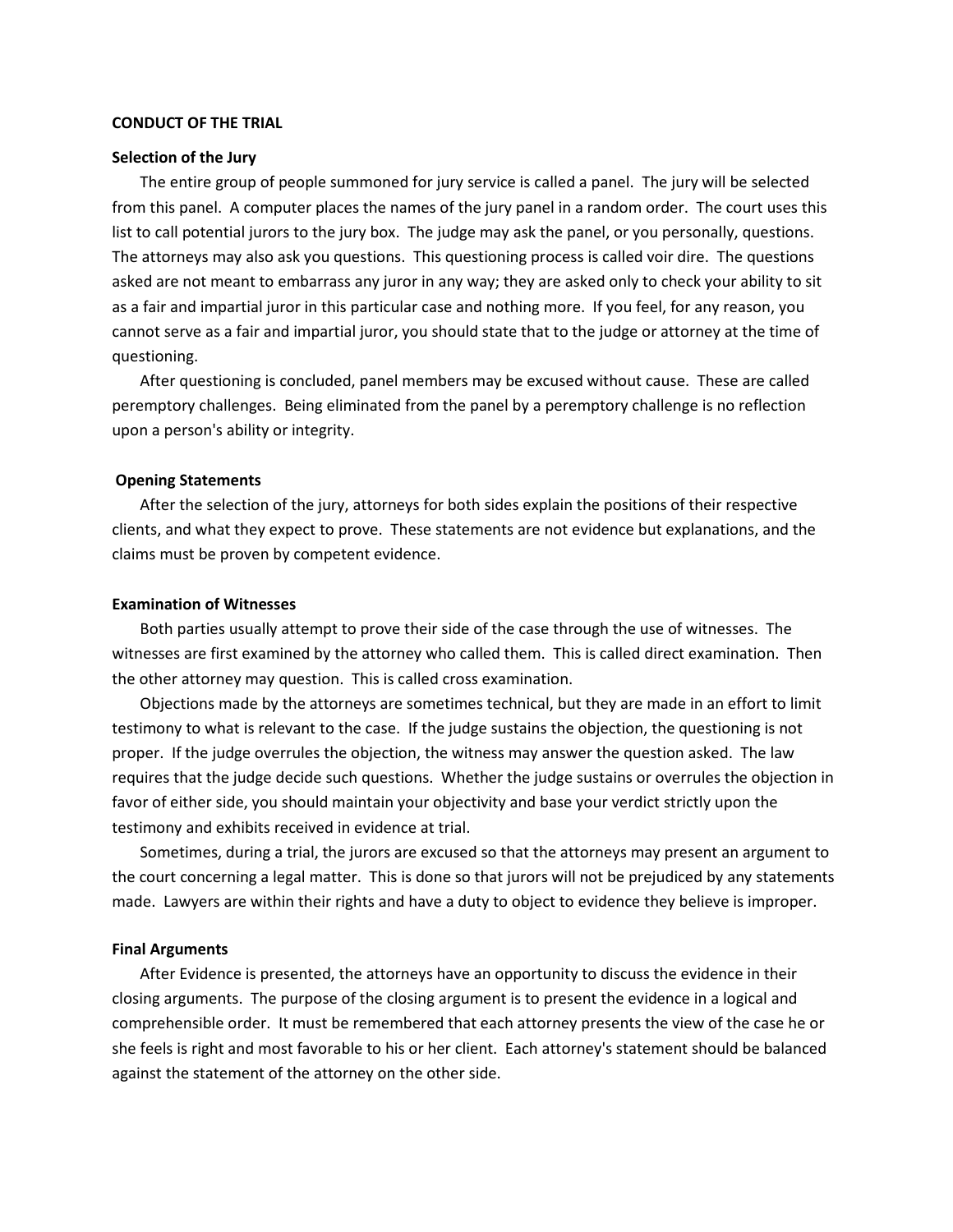## CONDUCT OF THE TRIAL

### Selection of the Jury

The entire group of people summoned for jury service is called a panel. The jury will be selected from this panel. A computer places the names of the jury panel in a random order. The court uses this list to call potential jurors to the jury box. The judge may ask the panel, or you personally, questions. The attorneys may also ask you questions. This questioning process is called voir dire. The questions asked are not meant to embarrass any juror in any way; they are asked only to check your ability to sit as a fair and impartial juror in this particular case and nothing more. If you feel, for any reason, you cannot serve as a fair and impartial juror, you should state that to the judge or attorney at the time of questioning.

After questioning is concluded, panel members may be excused without cause. These are called peremptory challenges. Being eliminated from the panel by a peremptory challenge is no reflection upon a person's ability or integrity.

### Opening Statements

After the selection of the jury, attorneys for both sides explain the positions of their respective clients, and what they expect to prove. These statements are not evidence but explanations, and the claims must be proven by competent evidence.

### Examination of Witnesses

Both parties usually attempt to prove their side of the case through the use of witnesses. The witnesses are first examined by the attorney who called them. This is called direct examination. Then the other attorney may question. This is called cross examination.

Objections made by the attorneys are sometimes technical, but they are made in an effort to limit testimony to what is relevant to the case. If the judge sustains the objection, the questioning is not proper. If the judge overrules the objection, the witness may answer the question asked. The law requires that the judge decide such questions. Whether the judge sustains or overrules the objection in favor of either side, you should maintain your objectivity and base your verdict strictly upon the testimony and exhibits received in evidence at trial.

Sometimes, during a trial, the jurors are excused so that the attorneys may present an argument to the court concerning a legal matter. This is done so that jurors will not be prejudiced by any statements made. Lawyers are within their rights and have a duty to object to evidence they believe is improper.

### Final Arguments

After Evidence is presented, the attorneys have an opportunity to discuss the evidence in their closing arguments. The purpose of the closing argument is to present the evidence in a logical and comprehensible order. It must be remembered that each attorney presents the view of the case he or she feels is right and most favorable to his or her client. Each attorney's statement should be balanced against the statement of the attorney on the other side.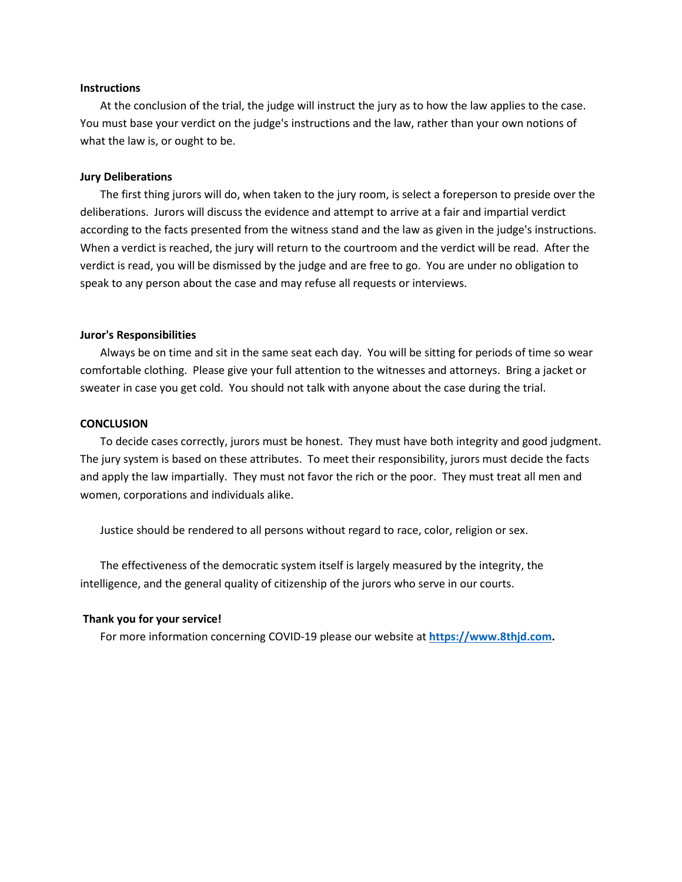**Instructions**

At the conclusion of the trial, the judge will instruct the jury as to how the law applies to the case. You must base your verdict on the judge's instructions and the law, rather than your own notions of what the law is, or ought to be.

**Jury Deliberations**

The first thing jurors will do, when taken to the jury room, is select a foreperson to preside over the deliberations. Jurors will discuss the evidence and attempt to arrive at a fair and impartial verdict according to the facts presented from the witness stand and the law as given in the judge's instructions. When a verdict is reached, the jury will return to the courtroom and the verdict will be read. After the verdict is read, you will be dismissed by the judge and are free to go. You are under no obligation to speak to any person about the case and may refuse all requests or interviews.

**Juror's Responsibilities**

Always be on time and sit in the same seat each day. You will be sitting for periods of time so wear comfortable clothing. Please give your full attention to the witnesses and attorneys. Bring a jacket or sweater in case you get cold. You should not talk with anyone about the case during the trial.

**CONCLUSION**

To decide cases correctly, jurors must be honest. They must have both integrity and good judgment. The jury system is based on these attributes. To meet their responsibility, jurors must decide the facts and apply the law impartially. They must not favor the rich or the poor. They must treat all men and women, corporations and individuals alike.

Justice should be rendered to all persons without regard to race, color, religion or sex.

The effectiveness of the democratic system itself is largely measured by the integrity, the intelligence, and the general quality of citizenship of the jurors who serve in our courts.

**Thank you for your service!**

For more information concerning COVID-19 please our website at **[https://www.8thjd.com](https://www.8thjd.com).**